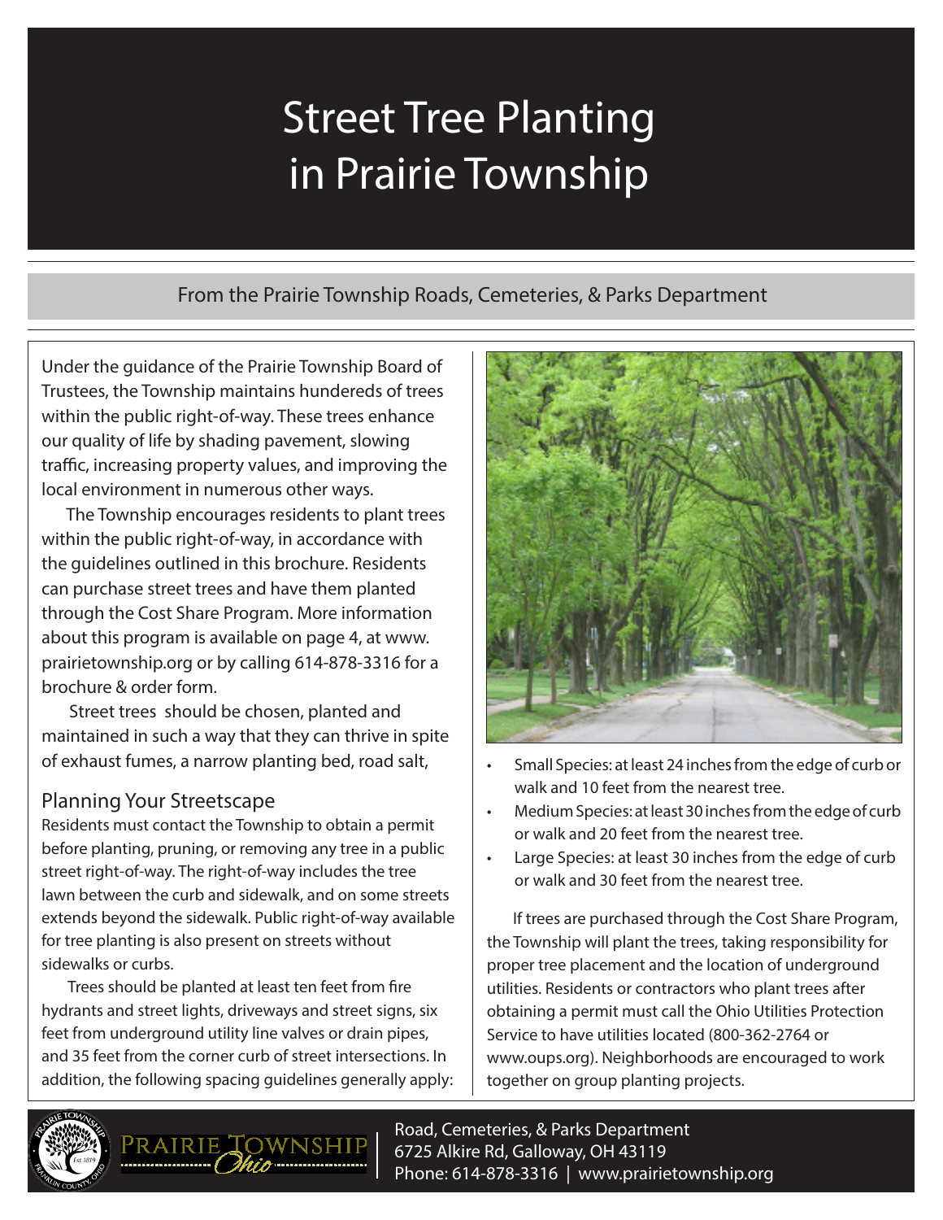# Street Tree Planting in Prairie Township

From the Prairie Township Roads, Cemeteries, & Parks Department

Under the guidance of the Prairie Township Board of Trustees, the Township maintains hundereds of trees within the public right-of-way. These trees enhance our quality of life by shading pavement, slowing traffic, increasing property values, and improving the local environment in numerous other ways.

The Township encourages residents to plant trees within the public right-of-way, in accordance with the guidelines outlined in this brochure. Residents can purchase street trees and have them planted through the Cost Share Program. More information about this program is available on page 4, at www.prairietownship.org or by calling 614-878-3316 for a brochure & order form.

Street trees should be chosen, planted and maintained in such a way that they can thrive in spite of exhaust fumes, a narrow planting bed, road salt,

## Planning Your Streetscape

Residents must contact the Township to obtain a permit before planting, pruning, or removing any tree in a public street right-of-way. The right-of-way includes the tree lawn between the curb and sidewalk, and on some streets extends beyond the sidewalk. Public right-of-way available for tree planting is also present on streets without sidewalks or curbs.

Trees should be planted at least ten feet from fire hydrants and street lights, driveways and street signs, six feet from underground utility line valves or drain pipes, and 35 feet from the corner curb of street intersections. In addition, the following spacing guidelines generally apply:

- Small Species: at least 24 inches from the edge of curb or walk and 10 feet from the nearest tree.
- Medium Species: at least 30 inches from the edge of curb or walk and 20 feet from the nearest tree.
- Large Species: at least 30 inches from the edge of curb or walk and 30 feet from the nearest tree.

If trees are purchased through the Cost Share Program, the Township will plant the trees, taking responsibility for proper tree placement and the location of underground utilities. Residents or contractors who plant trees after obtaining a permit must call the Ohio Utilities Protection Service to have utilities located (800-362-2764 or www.oups.org). Neighborhoods are encouraged to work together on group planting projects.

Road, Cemeteries, & Parks Department
6725 Alkire Rd, Galloway, OH 43119
Phone: 614-878-3316 | www.prairietownship.org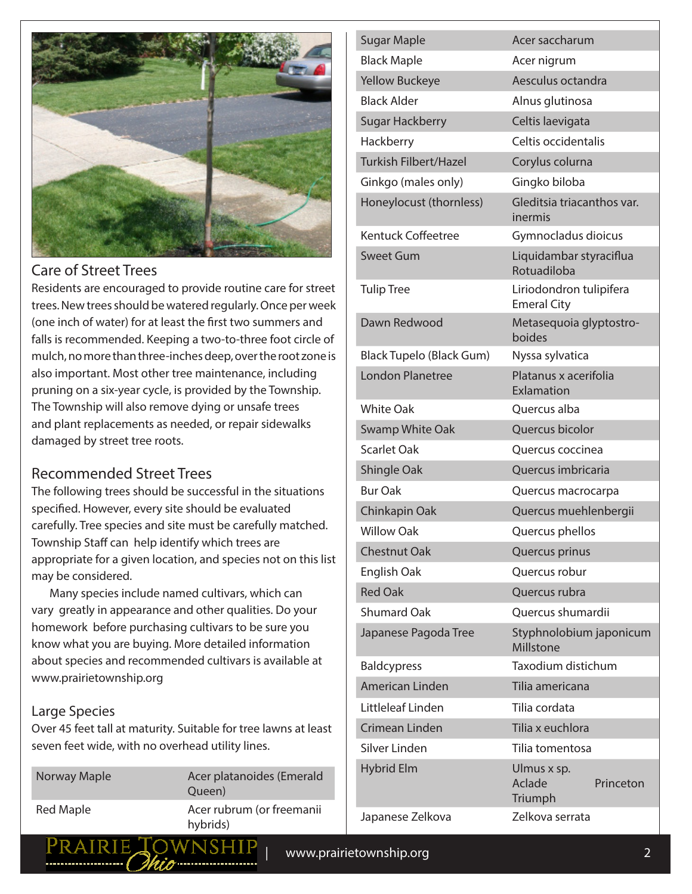## Care of Street Trees

Residents are encouraged to provide routine care for street trees. New trees should be watered regularly. Once per week (one inch of water) for at least the first two summers and falls is recommended. Keeping a two-to-three foot circle of mulch, no more than three-inches deep, over the root zone is also important. Most other tree maintenance, including pruning on a six-year cycle, is provided by the Township. The Township will also remove dying or unsafe trees and plant replacements as needed, or repair sidewalks damaged by street tree roots.

## Recommended Street Trees

The following trees should be successful in the situations specified. However, every site should be evaluated carefully. Tree species and site must be carefully matched. Township Staff can help identify which trees are appropriate for a given location, and species not on this list may be considered.

Many species include named cultivars, which can vary greatly in appearance and other qualities. Do your homework before purchasing cultivars to be sure you know what you are buying. More detailed information about species and recommended cultivars is available at www.prairietownship.org

### Large Species

Over 45 feet tall at maturity. Suitable for tree lawns at least seven feet wide, with no overhead utility lines.

| Common Name | Scientific Name |
|---|---|
| Norway Maple | Acer platanoides (Emerald Queen) |
| Red Maple | Acer rubrum (or freemanii hybrids) |
| Sugar Maple | Acer saccharum |
| Black Maple | Acer nigrum |
| Yellow Buckeye | Aesculus octandra |
| Black Alder | Alnus glutinosa |
| Sugar Hackberry | Celtis laevigata |
| Hackberry | Celtis occidentalis |
| Turkish Filbert/Hazel | Corylus columa |
| Ginkgo (males only) | Gingko biloba |
| Honeylocust (thornless) | Gleditsia triacanthos var. inermis |
| Kentuck Coffeetree | Gymnocladus dioicus |
| Sweet Gum | Liquidambar styraciflua Rotuadiloba |
| Tulip Tree | Liriodondron tulipifera Emeral City |
| Dawn Redwood | Metasequoia glyptostro-boides |
| Black Tupelo (Black Gum) | Nyssa sylvatica |
| London Planetree | Platanus x acerifolia Exlamation |
| White Oak | Quercus alba |
| Swamp White Oak | Quercus bicolor |
| Scarlet Oak | Quercus coccinea |
| Shingle Oak | Quercus imbricaria |
| Bur Oak | Quercus macrocarpa |
| Chinkapin Oak | Quercus muehlenbergii |
| Willow Oak | Quercus phellos |
| Chestnut Oak | Quercus prinus |
| English Oak | Quercus robur |
| Red Oak | Quercus rubra |
| Shumard Oak | Quercus shumardii |
| Japanese Pagoda Tree | Styphnolobium japonicum Millstone |
| Baldcypress | Taxodium distichum |
| American Linden | Tilia americana |
| Littleleaf Linden | Tilia cordata |
| Crimean Linden | Tilia x euchlora |
| Silver Linden | Tilia tomentosa |
| Hybrid Elm | Ulmus x sp. Aclade Princeton Triumph |
| Japanese Zelkova | Zelkova serrata |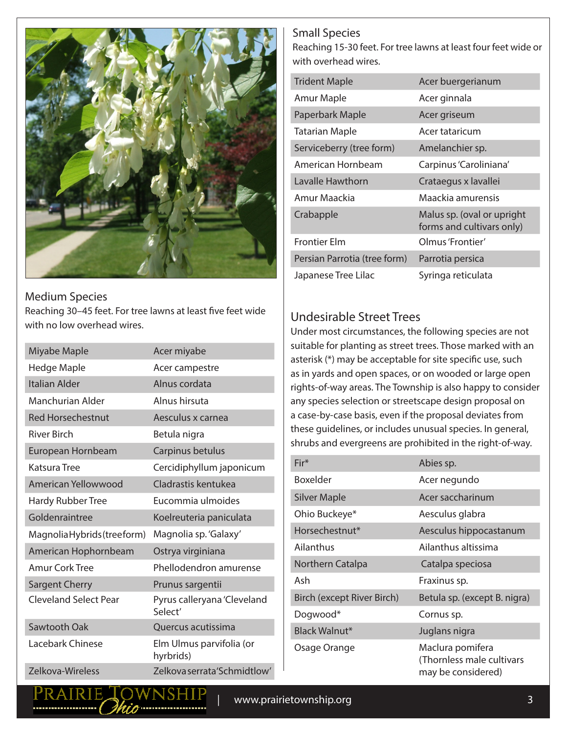## Medium Species

Reaching 30–45 feet. For tree lawns at least five feet wide with no low overhead wires.

| | |
|---|---|
| Miyabe Maple | Acer miyabe |
| Hedge Maple | Acer campestre |
| Italian Alder | Alnus cordata |
| Manchurian Alder | Alnus hirsuta |
| Red Horsechestnut | Aesculus x carnea |
| River Birch | Betula nigra |
| European Hornbeam | Carpinus betulus |
| Katsura Tree | Cercidiphyllum japonicum |
| American Yellowwood | Cladrastis kentukea |
| Hardy Rubber Tree | Eucommia ulmoides |
| Goldenraintree | Koelreuteria paniculata |
| Magnolia Hybrids (treeform) | Magnolia sp. 'Galaxy' |
| American Hophornbeam | Ostrya virginiana |
| Amur Cork Tree | Phellodendron amurense |
| Sargent Cherry | Prunus sargentii |
| Cleveland Select Pear | Pyrus calleryana 'Cleveland Select' |
| Sawtooth Oak | Quercus acutissima |
| Lacebark Chinese | Elm Ulmus parvifolia (or hyrbrids) |
| Zelkova-Wireless | Zelkova serrata 'Schmidtlow' |

## Small Species

Reaching 15-30 feet. For tree lawns at least four feet wide or with overhead wires.

| | |
|---|---|
| Trident Maple | Acer buergerianum |
| Amur Maple | Acer ginnala |
| Paperbark Maple | Acer griseum |
| Tatarian Maple | Acer tataricum |
| Serviceberry (tree form) | Amelanchier sp. |
| American Hornbeam | Carpinus 'Caroliniana' |
| Lavalle Hawthorn | Crataegus x lavallei |
| Amur Maackia | Maackia amurensis |
| Crabapple | Malus sp. (oval or upright forms and cultivars only) |
| Frontier Elm | Olmus 'Frontier' |
| Persian Parrotia (tree form) | Parrotia persica |
| Japanese Tree Lilac | Syringa reticulata |

## Undesirable Street Trees

Under most circumstances, the following species are not suitable for planting as street trees. Those marked with an asterisk (*) may be acceptable for site specific use, such as in yards and open spaces, or on wooded or large open rights-of-way areas. The Township is also happy to consider any species selection or streetscape design proposal on a case-by-case basis, even if the proposal deviates from these guidelines, or includes unusual species. In general, shrubs and evergreens are prohibited in the right-of-way.

| | |
|---|---|
| Fir* | Abies sp. |
| Boxelder | Acer negundo |
| Silver Maple | Acer saccharinum |
| Ohio Buckeye* | Aesculus glabra |
| Horsechestnut* | Aesculus hippocastanum |
| Ailanthus | Ailanthus altissima |
| Northern Catalpa | Catalpa speciosa |
| Ash | Fraxinus sp. |
| Birch (except River Birch) | Betula sp. (except B. nigra) |
| Dogwood* | Cornus sp. |
| Black Walnut* | Juglans nigra |
| Osage Orange | Maclura pomifera (Thornless male cultivars may be considered) |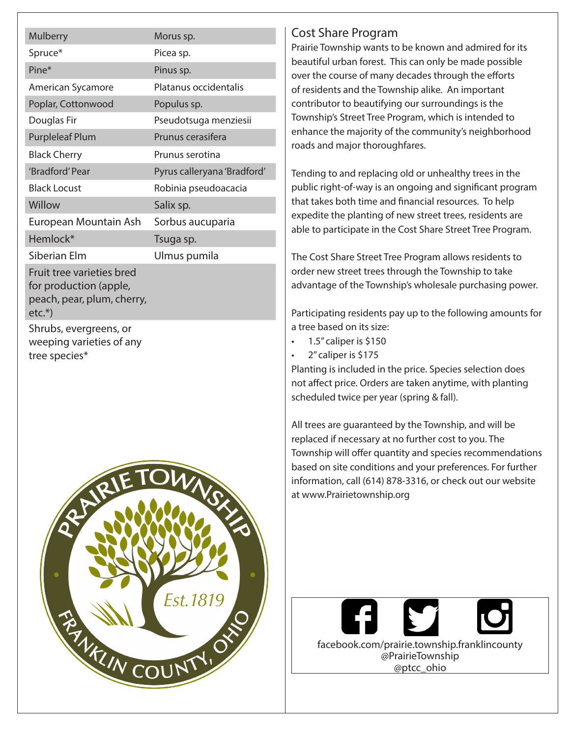| | |
|---|---|
| Mulberry | Morus sp. |
| Spruce* | Picea sp. |
| Pine* | Pinus sp. |
| American Sycamore | Platanus occidentalis |
| Poplar, Cottonwood | Populus sp. |
| Douglas Fir | Pseudotsuga menziesii |
| Purpleleaf Plum | Prunus cerasifera |
| Black Cherry | Prunus serotina |
| 'Bradford' Pear | Pyrus calleryana 'Bradford' |
| Black Locust | Robinia pseudoacacia |
| Willow | Salix sp. |
| European Mountain Ash | Sorbus aucuparia |
| Hemlock* | Tsuga sp. |
| Siberian Elm | Ulmus pumila |
| Fruit tree varieties bred for production (apple, peach, pear, plum, cherry, etc.*) | |
| Shrubs, evergreens, or weeping varieties of any tree species* | |

PRAIRIE TOWNSHIP
Est. 1819
FRANKLIN COUNTY, OHIO

## Cost Share Program

Prairie Township wants to be known and admired for its beautiful urban forest. This can only be made possible over the course of many decades through the efforts of residents and the Township alike. An important contributor to beautifying our surroundings is the Township's Street Tree Program, which is intended to enhance the majority of the community's neighborhood roads and major thoroughfares.

Tending to and replacing old or unhealthy trees in the public right-of-way is an ongoing and significant program that takes both time and financial resources. To help expedite the planting of new street trees, residents are able to participate in the Cost Share Street Tree Program.

The Cost Share Street Tree Program allows residents to order new street trees through the Township to take advantage of the Township's wholesale purchasing power.

Participating residents pay up to the following amounts for a tree based on its size:

- 1.5" caliper is $150
- 2" caliper is $175

Planting is included in the price. Species selection does not affect price. Orders are taken anytime, with planting scheduled twice per year (spring & fall).

All trees are guaranteed by the Township, and will be replaced if necessary at no further cost to you. The Township will offer quantity and species recommendations based on site conditions and your preferences. For further information, call (614) 878-3316, or check out our website at www.Prairietownship.org

facebook.com/prairie.township.franklincounty
@PrairieTownship
@ptcc_ohio